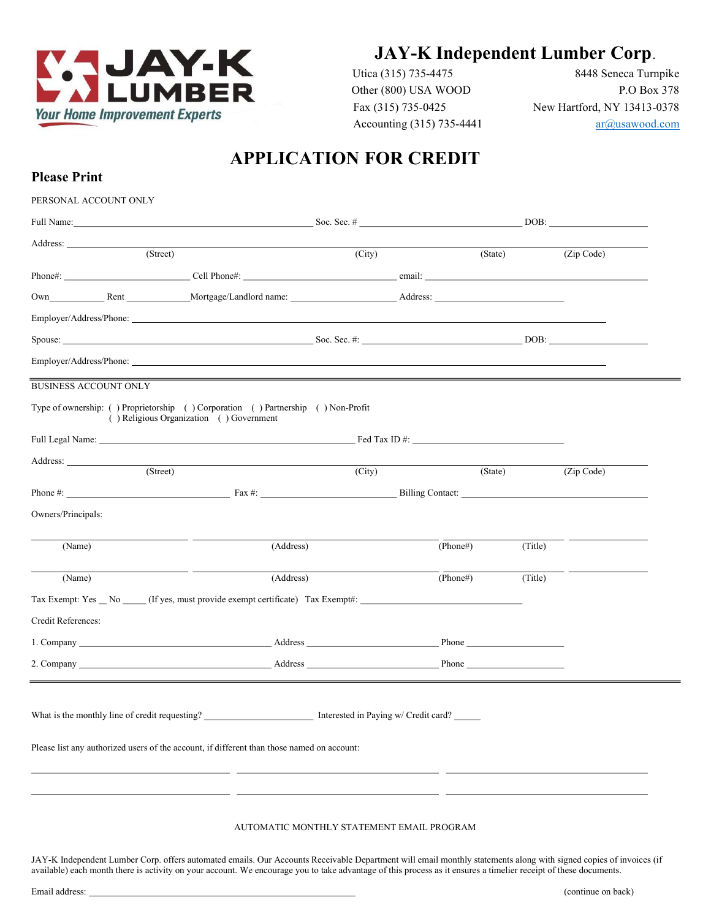JAY-K LUMBER
*Your Home Improvement Experts*

# JAY-K Independent Lumber Corp.

Utica (315) 735-4475
Other (800) USA WOOD
Fax (315) 735-0425
Accounting (315) 735-4441

8448 Seneca Turnpike
P.O Box 378
New Hartford, NY 13413-0378
ar@usawood.com

## APPLICATION FOR CREDIT

**Please Print**

PERSONAL ACCOUNT ONLY

Full Name: ______________________ Soc. Sec. # ______________________ DOB: ______________

Address: ____________________________________________________________
(Street) (City) (State) (Zip Code)

Phone#: ______________ Cell Phone#: ______________ email: ______________________

Own__________ Rent ____________Mortgage/Landlord name: ____________________ Address: ______________________

Employer/Address/Phone: ____________________________________________________________

Spouse: ______________________ Soc. Sec. #: ______________________ DOB: ______________

Employer/Address/Phone: ____________________________________________________________

BUSINESS ACCOUNT ONLY

Type of ownership: ( ) Proprietorship ( ) Corporation ( ) Partnership ( ) Non-Profit
( ) Religious Organization ( ) Government

Full Legal Name: ______________________________ Fed Tax ID #: ______________________

Address: ____________________________________________________________
(Street) (City) (State) (Zip Code)

Phone #: ______________ Fax #: ______________ Billing Contact: ______________________

Owners/Principals:

______________ ______________________ ______________ ______________
(Name) (Address) (Phone#) (Title)

______________ ______________________ ______________ ______________
(Name) (Address) (Phone#) (Title)

Tax Exempt: Yes __ No _____ (If yes, must provide exempt certificate) Tax Exempt#: ______________________

Credit References:

1. Company ______________________ Address ______________________ Phone ______________

2. Company ______________________ Address ______________________ Phone ______________

What is the monthly line of credit requesting? ______________ Interested in Paying w/ Credit card? ______

Please list any authorized users of the account, if different than those named on account:

______________________ ______________________ ______________________

______________________ ______________________ ______________________

AUTOMATIC MONTHLY STATEMENT EMAIL PROGRAM

JAY-K Independent Lumber Corp. offers automated emails. Our Accounts Receivable Department will email monthly statements along with signed copies of invoices (if available) each month there is activity on your account. We encourage you to take advantage of this process as it ensures a timelier receipt of these documents.

Email address: ______________________________________

(continue on back)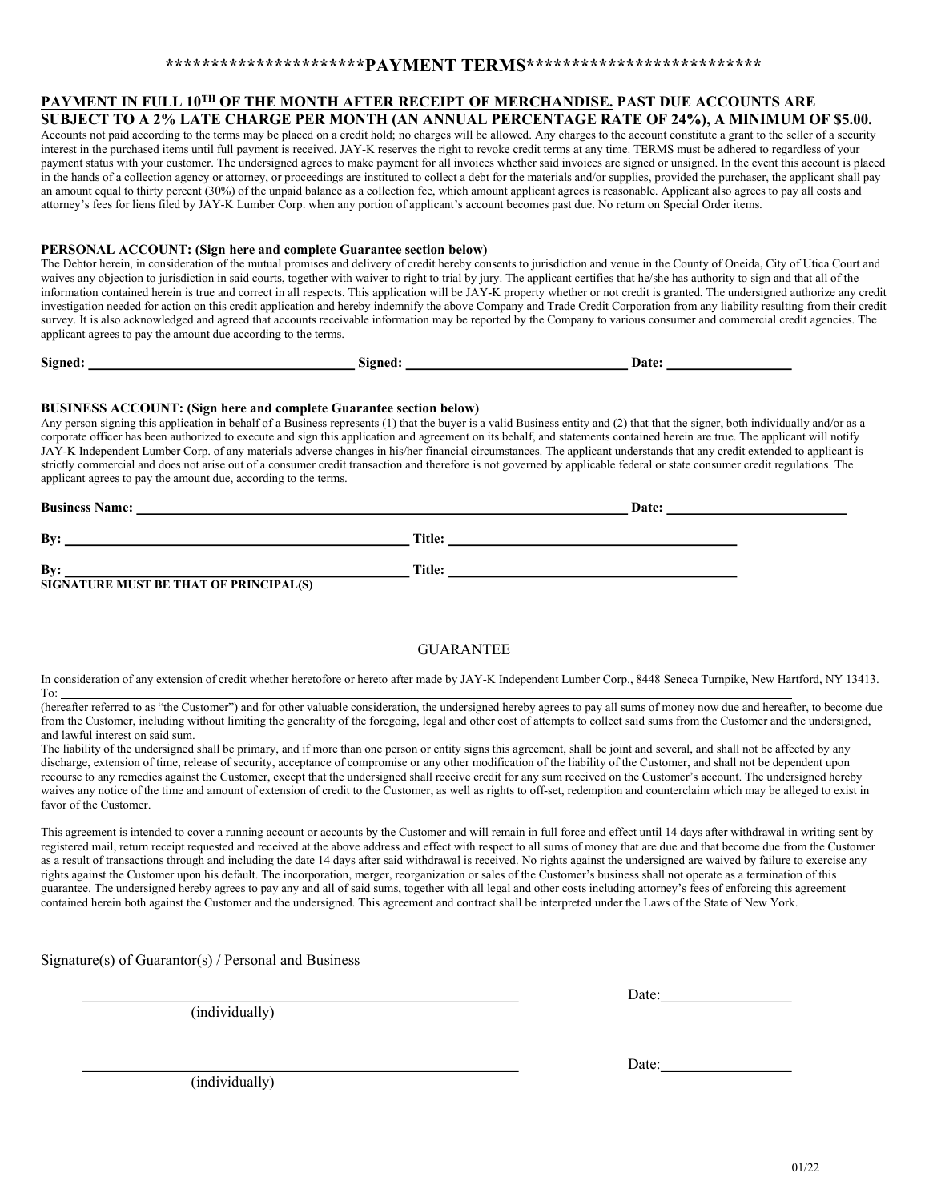# **********************PAYMENT TERMS**************************

**PAYMENT IN FULL 10TH OF THE MONTH AFTER RECEIPT OF MERCHANDISE. PAST DUE ACCOUNTS ARE SUBJECT TO A 2% LATE CHARGE PER MONTH (AN ANNUAL PERCENTAGE RATE OF 24%), A MINIMUM OF $5.00.**

Accounts not paid according to the terms may be placed on a credit hold; no charges will be allowed. Any charges to the account constitute a grant to the seller of a security interest in the purchased items until full payment is received. JAY-K reserves the right to revoke credit terms at any time. TERMS must be adhered to regardless of your payment status with your customer. The undersigned agrees to make payment for all invoices whether said invoices are signed or unsigned. In the event this account is placed in the hands of a collection agency or attorney, or proceedings are instituted to collect a debt for the materials and/or supplies, provided the purchaser, the applicant shall pay an amount equal to thirty percent (30%) of the unpaid balance as a collection fee, which amount applicant agrees is reasonable. Applicant also agrees to pay all costs and attorney's fees for liens filed by JAY-K Lumber Corp. when any portion of applicant's account becomes past due. No return on Special Order items.

**PERSONAL ACCOUNT: (Sign here and complete Guarantee section below)**

The Debtor herein, in consideration of the mutual promises and delivery of credit hereby consents to jurisdiction and venue in the County of Oneida, City of Utica Court and waives any objection to jurisdiction in said courts, together with waiver to right to trial by jury. The applicant certifies that he/she has authority to sign and that all of the information contained herein is true and correct in all respects. This application will be JAY-K property whether or not credit is granted. The undersigned authorize any credit investigation needed for action on this credit application and hereby indemnify the above Company and Trade Credit Corporation from any liability resulting from their credit survey. It is also acknowledged and agreed that accounts receivable information may be reported by the Company to various consumer and commercial credit agencies. The applicant agrees to pay the amount due according to the terms.

**Signed:** ______________________ **Signed:** ______________________ **Date:** ______________

**BUSINESS ACCOUNT: (Sign here and complete Guarantee section below)**

Any person signing this application in behalf of a Business represents (1) that the buyer is a valid Business entity and (2) that that the signer, both individually and/or as a corporate officer has been authorized to execute and sign this application and agreement on its behalf, and statements contained herein are true. The applicant will notify JAY-K Independent Lumber Corp. of any materials adverse changes in his/her financial circumstances. The applicant understands that any credit extended to applicant is strictly commercial and does not arise out of a consumer credit transaction and therefore is not governed by applicable federal or state consumer credit regulations. The applicant agrees to pay the amount due, according to the terms.

**Business Name:** ______________________________________ **Date:** ______________

**By:** ______________________________ **Title:** ______________________________

**By:** ______________________________ **Title:** ______________________________

**SIGNATURE MUST BE THAT OF PRINCIPAL(S)**

## GUARANTEE

In consideration of any extension of credit whether heretofore or hereto after made by JAY-K Independent Lumber Corp., 8448 Seneca Turnpike, New Hartford, NY 13413. To: ______________________________________________

(hereafter referred to as "the Customer") and for other valuable consideration, the undersigned hereby agrees to pay all sums of money now due and hereafter, to become due from the Customer, including without limiting the generality of the foregoing, legal and other cost of attempts to collect said sums from the Customer and the undersigned, and lawful interest on said sum.

The liability of the undersigned shall be primary, and if more than one person or entity signs this agreement, shall be joint and several, and shall not be affected by any discharge, extension of time, release of security, acceptance of compromise or any other modification of the liability of the Customer, and shall not be dependent upon recourse to any remedies against the Customer, except that the undersigned shall receive credit for any sum received on the Customer's account. The undersigned hereby waives any notice of the time and amount of extension of credit to the Customer, as well as rights to off-set, redemption and counterclaim which may be alleged to exist in favor of the Customer.

This agreement is intended to cover a running account or accounts by the Customer and will remain in full force and effect until 14 days after withdrawal in writing sent by registered mail, return receipt requested and received at the above address and effect with respect to all sums of money that are due and that become due from the Customer as a result of transactions through and including the date 14 days after said withdrawal is received. No rights against the undersigned are waived by failure to exercise any rights against the Customer upon his default. The incorporation, merger, reorganization or sales of the Customer's business shall not operate as a termination of this guarantee. The undersigned hereby agrees to pay any and all of said sums, together with all legal and other costs including attorney's fees of enforcing this agreement contained herein both against the Customer and the undersigned. This agreement and contract shall be interpreted under the Laws of the State of New York.

Signature(s) of Guarantor(s) / Personal and Business

______________________________________ Date: ______________
(individually)

______________________________________ Date: ______________
(individually)

01/22